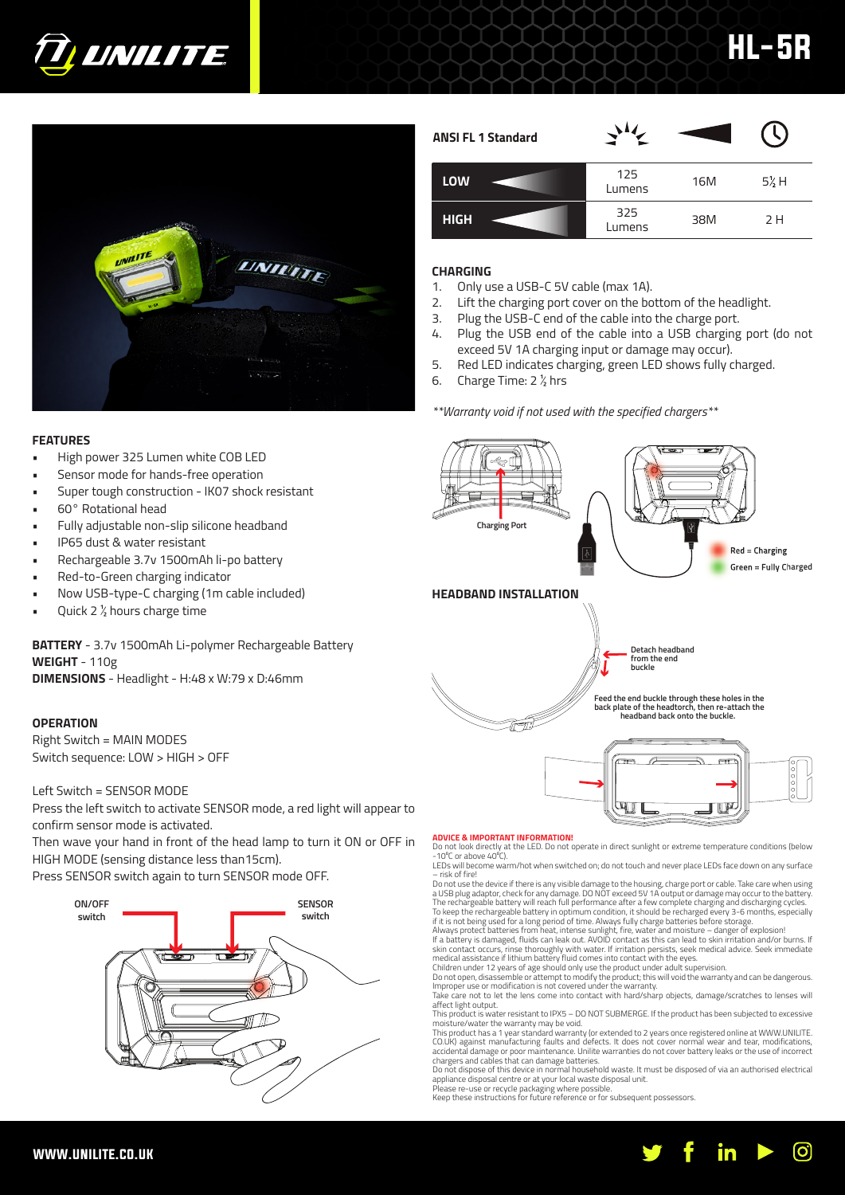# UNILITE HL-5R

## FEATURES

- High power 325 Lumen white COB LED
- Sensor mode for hands-free operation
- Super tough construction - IK07 shock resistant
- 60° Rotational head
- Fully adjustable non-slip silicone headband
- IP65 dust & water resistant
- Rechargeable 3.7v 1500mAh li-po battery
- Red-to-Green charging indicator
- Now USB-type-C charging (1m cable included)
- Quick 2 ½ hours charge time

**BATTERY** - 3.7v 1500mAh Li-polymer Rechargeable Battery
**WEIGHT** - 110g
**DIMENSIONS** - Headlight - H:48 x W:79 x D:46mm

## OPERATION

Right Switch = MAIN MODES
Switch sequence: LOW > HIGH > OFF

Left Switch = SENSOR MODE
Press the left switch to activate SENSOR mode, a red light will appear to confirm sensor mode is activated.
Then wave your hand in front of the head lamp to turn it ON or OFF in HIGH MODE (sensing distance less than15cm).
Press SENSOR switch again to turn SENSOR mode OFF.

ON/OFF switch
SENSOR switch

**ANSI FL 1 Standard**

| Mode | Output | Beam Distance | Run Time |
|---|---|---|---|
| LOW | 125 Lumens | 16M | 5½ H |
| HIGH | 325 Lumens | 38M | 2 H |

## CHARGING

1. Only use a USB-C 5V cable (max 1A).
2. Lift the charging port cover on the bottom of the headlight.
3. Plug the USB-C end of the cable into the charge port.
4. Plug the USB end of the cable into a USB charging port (do not exceed 5V 1A charging input or damage may occur).
5. Red LED indicates charging, green LED shows fully charged.
6. Charge Time: 2 ½ hrs

*\*\*Warranty void if not used with the specified chargers\*\**

Charging Port

Red = Charging
Green = Fully Charged

## HEADBAND INSTALLATION

Detach headband from the end buckle

Feed the end buckle through these holes in the back plate of the headtorch, then re-attach the headband back onto the buckle.

**ADVICE & IMPORTANT INFORMATION!**

Do not look directly at the LED. Do not operate in direct sunlight or extreme temperature conditions (below -10°C or above 40°C).
LEDs will become warm/hot when switched on; do not touch and never place LEDs face down on any surface – risk of fire!
Do not use the device if there is any visible damage to the housing, charge port or cable. Take care when using a USB plug adaptor, check for any damage. DO NOT exceed 5V 1A output or damage may occur to the battery.
The rechargeable battery will reach full performance after a few complete charging and discharging cycles.
To keep the rechargeable battery in optimum condition, it should be recharged every 3-6 months, especially if it is not being used for a long period of time. Always fully charge batteries before storage.
Always protect batteries from heat, intense sunlight, fire, water and moisture – danger of explosion!
If a battery is damaged, fluids can leak out. AVOID contact as this can lead to skin irritation and/or burns. If skin contact occurs, rinse thoroughly with water. If irritation persists, seek medical advice. Seek immediate medical assistance if lithium battery fluid comes into contact with the eyes.
Children under 12 years of age should only use the product under adult supervision.
Do not open, disassemble or attempt to modify the product; this will void the warranty and can be dangerous. Improper use or modification is not covered under the warranty.
Take care not to let the lens come into contact with hard/sharp objects, damage/scratches to lenses will affect light output.
This product is water resistant to IPX5 – DO NOT SUBMERGE. If the product has been subjected to excessive moisture/water the warranty may be void.
This product has a 1 year standard warranty (or extended to 2 years once registered online at WWW.UNILITE.CO.UK) against manufacturing faults and defects. It does not cover normal wear and tear, modifications, accidental damage or poor maintenance. Unilite warranties do not cover battery leaks or the use of incorrect chargers and cables that can damage batteries.
Do not dispose of this device in normal household waste. It must be disposed of via an authorised electrical appliance disposal centre or at your local waste disposal unit.
Please re-use or recycle packaging where possible.
Keep these instructions for future reference or for subsequent possessors.

WWW.UNILITE.CO.UK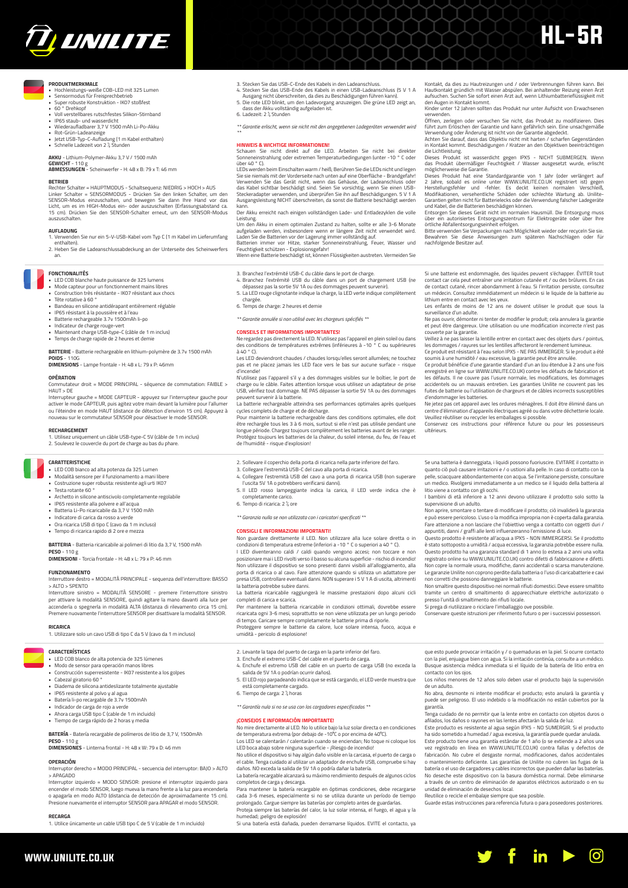# UNILITE

# HL-5R

## PRODUKTMERKMALE

- Hochleistungs-weiße COB-LED mit 325 Lumen
- Sensormodus für Freisprechbetrieb
- Super robuste Konstruktion - IK07 stoßfest
- 60 ° Drehkopf
- Voll verstellbares rutschfestes Silikon-Stirnband
- IP65 staub- und wasserdicht
- Wiederaufladbarer 3,7 V 1500 mAh Li-Po-Akku
- Rot-Grün-Ladeanzeige
- Jetzt USB-Typ-C-Aufladung (1 m Kabel enthalten)
- Schnelle Ladezeit von 2 ½ Stunden

**AKKU** - Lithium-Polymer-Akku 3,7 V / 1500 mAh
**GEWICHT** - 110 g
**ABMESSUNGEN** - Scheinwerfer - H: 48 x B: 79 x T: 46 mm

### BETRIEB

Rechter Schalter = HAUPTMODUS - Schaltsequenz: NIEDRIG > HOCH > AUS
Linker Schalter = SENSORMODUS - Drücken Sie den linken Schalter, um den SENSOR-Modus einzuschalten, und bewegen Sie dann Ihre Hand vor das Licht, um es im HIGH-Modus ein- oder auszuschalten (Erfassungsabstand ca. 15 cm). Drücken Sie den SENSOR-Schalter erneut, um den SENSOR-Modus auszuschalten.

### AUFLADUNG

1. Verwenden Sie nur ein 5-V-USB-Kabel vom Typ C (1 m Kabel im Lieferumfang enthalten).
2. Heben Sie die Ladeanschlussabdeckung an der Unterseite des Scheinwerfers an.
3. Stecken Sie das USB-C-Ende des Kabels in den Ladeanschluss.
4. Stecken Sie das USB-Ende des Kabels in einen USB-Ladeanschluss (5 V 1 A Ausgang nicht überschreiten, da dies zu Beschädigungen führen kann).
5. Die rote LED blinkt, um den Ladevorgang anzuzeigen. Die grüne LED zeigt an, dass der Akku vollständig aufgeladen ist.
6. Ladezeit: 2 ½ Stunden

*\*\* Garantie erlischt, wenn sie nicht mit den angegebenen Ladegeräten verwendet wird \*\**

### HINWEIS & WICHTIGE INFORMATIONEN!

Schauen Sie nicht direkt auf die LED. Arbeiten Sie nicht bei direkter Sonneneinstrahlung oder extremen Temperaturbedingungen (unter -10 ° C oder über 40 ° C).
LEDs werden beim Einschalten warm / heiß; Berühren Sie die LEDs nicht und legen Sie sie niemals mit der Vorderseite nach unten auf eine Oberfläche - Brandgefahr!
Verwenden Sie das Gerät nicht, wenn das Gehäuse, der Ladeanschluss oder das Kabel sichtbar beschädigt sind. Seien Sie vorsichtig, wenn Sie einen USB-Steckeradapter verwenden, und überprüfen Sie ihn auf Beschädigungen. 5 V 1 A Ausgangsleistung NICHT überschreiten, da sonst die Batterie beschädigt werden kann.
Der Akku erreicht nach einigen vollständigen Lade- und Entladezyklen die volle Leistung.
Um den Akku in einem optimalen Zustand zu halten, sollte er alle 3-6 Monate aufgeladen werden, insbesondere wenn er längere Zeit nicht verwendet wird. Laden Sie die Batterien vor der Lagerung immer vollständig auf.
Batterien immer vor Hitze, starker Sonneneinstrahlung, Feuer, Wasser und Feuchtigkeit schützen - Explosionsgefahr!
Wenn eine Batterie beschädigt ist, können Flüssigkeiten austreten. Vermeiden Sie Kontakt, da dies zu Hautreizungen und / oder Verbrennungen führen kann. Bei Hautkontakt gründlich mit Wasser abspülen. Bei anhaltender Reizung einen Arzt aufsuchen. Suchen Sie sofort einen Arzt auf, wenn Lithiumbatterieflüssigkeit mit den Augen in Kontakt kommt.
Kinder unter 12 Jahren sollten das Produkt nur unter Aufsicht von Erwachsenen verwenden.
Öffnen, zerlegen oder versuchen Sie nicht, das Produkt zu modifizieren. Dies führt zum Erlöschen der Garantie und kann gefährlich sein. Eine unsachgemäße Verwendung oder Änderung ist nicht von der Garantie abgedeckt.
Achten Sie darauf, dass das Objektiv nicht mit harten / scharfen Gegenständen in Kontakt kommt. Beschädigungen / Kratzer an den Objektiven beeinträchtigen die Lichtleistung.
Dieses Produkt ist wasserdicht gegen IPX5 - NICHT SUBMERGEN. Wenn das Produkt übermäßiger Feuchtigkeit / Wasser ausgesetzt wurde, erlischt möglicherweise die Garantie.
Dieses Produkt hat eine Standardgarantie von 1 Jahr (oder verlängert auf 2 Jahre, sobald es online unter WWW.UNILITE.CO.UK registriert ist) gegen Herstellungsfehler und -fehler. Es deckt keinen normalen Verschleiß, Modifikationen, versehentliche Schäden oder schlechte Wartung ab. Unilite-Garantien gelten nicht für Batterielecks oder die Verwendung falscher Ladegeräte und Kabel, die die Batterien beschädigen können.
Entsorgen Sie dieses Gerät nicht im normalen Hausmüll. Die Entsorgung muss über ein autorisiertes Entsorgungszentrum für Elektrogeräte oder über Ihre örtliche Abfallentsorgungseinheit erfolgen.
Bitte verwenden Sie Verpackungen nach Möglichkeit wieder oder recyceln Sie sie.
Bewahren Sie diese Anweisungen zum späteren Nachschlagen oder für nachfolgende Besitzer auf.

## FONCTIONALITÉS

- LED COB blanche haute puissance de 325 lumens
- Mode capteur pour un fonctionnement mains libres
- Construction très résistante - IK07 résistant aux chocs
- Tête rotative à 60 °
- Bandeau en silicone antidérapant entièrement réglable
- IP65 résistant à la poussière et à l'eau
- Batterie rechargeable 3.7v 1500mAh li-po
- Indicateur de charge rouge-vert
- Maintenant charge USB-type-C (câble de 1 m inclus)
- Temps de charge rapide de 2 heures et demie

**BATTERIE** - Batterie rechargeable en lithium-polymère de 3.7v 1500 mAh
**POIDS** - 110G
**DIMENSIONS** - Lampe frontale - H: 48 x L: 79 x P: 46mm

### OPÉRATION

Commutateur droit = MODE PRINCIPAL - séquence de commutation: FAIBLE > HAUT > DE
Interrupteur gauche = MODE CAPTEUR - appuyez sur l'interrupteur gauche pour activer le mode CAPTEUR, puis agitez votre main devant la lumière pour l'allumer ou l'éteindre en mode HAUT (distance de détection d'environ 15 cm). Appuyez à nouveau sur le commutateur SENSOR pour désactiver le mode SENSOR.

### RECHARGEMENT

1. Utilisez uniquement un câble USB-type-C 5V (câble de 1 m inclus)
2. Soulevez le couvercle du port de charge au bas du phare.
3. Branchez l'extrémité USB-C du câble dans le port de charge.
4. Branchez l'extrémité USB du câble dans un port de chargement USB (ne dépassez pas la sortie 5V 1A ou des dommages peuvent survenir).
5. La LED rouge clignotante indique la charge, la LED verte indique complètement chargée.
6. Temps de charge: 2 heures et demie

*\*\* Garantie annulée si non utilisé avec les chargeurs spécifiés \*\**

### CONSEILS ET INFORMATIONS IMPORTANTES!

Ne regardez pas directement la LED. N'utilisez pas l'appareil en plein soleil ou dans des conditions de températures extrêmes (inférieures à -10 ° C ou supérieures à 40 ° C).
Les LED deviendront chaudes / chaudes lorsqu'elles seront allumées; ne touchez pas et ne placez jamais les LED face vers le bas sur aucune surface - risque d'incendie!
N'utilisez pas l'appareil s'il y a des dommages visibles sur le boîtier, le port de charge ou le câble. Faites attention lorsque vous utilisez un adaptateur de prise USB, vérifiez tout dommage. NE PAS dépasser la sortie 5V 1A ou des dommages peuvent survenir à la batterie.
La batterie rechargeable atteindra ses performances optimales après quelques cycles complets de charge et de décharge.
Pour maintenir la batterie rechargeable dans des conditions optimales, elle doit être rechargée tous les 3 à 6 mois, surtout si elle n'est pas utilisée pendant une longue période. Chargez toujours complètement les batteries avant de les ranger.
Protégez toujours les batteries de la chaleur, du soleil intense, du feu, de l'eau et de l'humidité - risque d'explosion!
Si une batterie est endommagée, des liquides peuvent s'échapper. ÉVITER tout contact car cela peut entraîner une irritation cutanée et / ou des brûlures. En cas de contact cutané, rincer abondamment à l'eau. Si l'irritation persiste, consultez un médecin. Consultez immédiatement un médecin si le liquide de la batterie au lithium entre en contact avec les yeux.
Les enfants de moins de 12 ans ne doivent utiliser le produit que sous la surveillance d'un adulte.
Ne pas ouvrir, démonter ni tenter de modifier le produit; cela annulera la garantie et peut être dangereux. Une utilisation ou une modification incorrecte n'est pas couverte par la garantie.
Veillez à ne pas laisser la lentille entrer en contact avec des objets durs / pointus, les dommages / rayures sur les lentilles affecteront le rendement lumineux.
Ce produit est résistant à l'eau selon IPX5 - NE PAS IMMERGER. Si le produit a été soumis à une humidité / eau excessive, la garantie peut être annulée.
Ce produit bénéficie d'une garantie standard d'un an (ou étendue à 2 ans une fois enregistré en ligne sur WWW.UNILITE.CO.UK) contre les défauts de fabrication et les défauts. Il ne couvre pas l'usure normale, les modifications, les dommages accidentels ou un mauvais entretien. Les garanties Unilite ne couvrent pas les fuites de batterie ou l'utilisation de chargeurs et de câbles incorrects susceptibles d'endommager les batteries.
Ne jetez pas cet appareil avec les ordures ménagères. Il doit être éliminé dans un centre d'élimination d'appareils électriques agréé ou dans votre déchetterie locale.
Veuillez réutiliser ou recycler les emballages si possible.
Conservez ces instructions pour référence future ou pour les possesseurs ultérieurs.

## CARATTERISTICHE

- LED COB bianco ad alta potenza da 325 Lumen
- Modalità sensore per il funzionamento a mani libere
- Costruzione super robusta: resistente agli urti IK07
- Testa rotante 60 °
- Archetto in silicone antiscivolo completamente regolabile
- IP65 resistente alla polvere e all'acqua
- Batteria Li-Po ricaricabile da 3,7 V 1500 mAh
- Indicatore di carica da rosso a verde
- Ora ricarica USB di tipo C (cavo da 1 m incluso)
- Tempo di ricarica rapido di 2 ore e mezza

**BATTERIA** - Batteria ricaricabile ai polimeri di litio da 3,7 V, 1500 mAh
**PESO** - 110 g
**DIMENSIONI** - Torcia frontale - H: 48 x L: 79 x P: 46 mm

### FUNZIONAMENTO

Interruttore destro = MODALITÀ PRINCIPALE - sequenza dell'interruttore: BASSO > ALTO > SPENTO
Interruttore sinistro = MODALITÀ SENSORE - premere l'interruttore sinistro per attivare la modalità SENSORE, quindi agitare la mano davanti alla luce per accenderla o spegnerla in modalità ALTA (distanza di rilevamento circa 15 cm). Premere nuovamente l'interruttore SENSOR per disattivare la modalità SENSORE.

### RICARICA

1. Utilizzare solo un cavo USB di tipo C da 5 V (cavo da 1 m incluso)
2. Sollevare il coperchio della porta di ricarica nella parte inferiore del faro.
3. Collegare l'estremità USB-C del cavo alla porta di ricarica.
4. Collegare l'estremità USB del cavo a una porta di ricarica USB (non superare l'uscita 5V 1A o potrebbero verificarsi danni).
5. Il LED rosso lampeggiante indica la carica, il LED verde indica che è completamente carico.
6. Tempo di ricarica: 2 ½ ore

*\*\* Garanzia nulla se non utilizzata con i caricatori specificati \*\**

### CONSIGLI E INFORMAZIONI IMPORTANTI!

Non guardare direttamente il LED. Non utilizzare alla luce solare diretta o in condizioni di temperatura estreme (inferiori a -10 ° C o superiori a 40 ° C).
I LED diventeranno caldi / caldi quando vengono accesi; non toccare e non posizionare mai i LED rivolti verso il basso su alcuna superficie - rischio di incendio!
Non utilizzare il dispositivo se sono presenti danni visibili all'alloggiamento, alla porta di ricarica o al cavo. Fare attenzione quando si utilizza un adattatore per presa USB, controllare eventuali danni. NON superare i 5 V 1 A di uscita, altrimenti la batteria potrebbe subire danni.
La batteria ricaricabile raggiungerà le massime prestazioni dopo alcuni cicli completi di carica e scarica.
Per mantenere la batteria ricaricabile in condizioni ottimali, dovrebbe essere ricaricata ogni 3-6 mesi, soprattutto se non viene utilizzata per un lungo periodo di tempo. Caricare sempre completamente le batterie prima di riporle.
Proteggere sempre le batterie da calore, luce solare intensa, fuoco, acqua e umidità - pericolo di esplosione!
Se una batteria è danneggiata, i liquidi possono fuoriuscire. EVITARE il contatto in quanto ciò può causare irritazioni e / o ustioni alla pelle. In caso di contatto con la pelle, sciacquare abbondantemente con acqua. Se l'irritazione persiste, consultare un medico. Rivolgersi immediatamente a un medico se il liquido della batteria al litio viene a contatto con gli occhi.
I bambini di età inferiore a 12 anni devono utilizzare il prodotto solo sotto la supervisione di un adulto.
Non aprire, smontare o tentare di modificare il prodotto; ciò invaliderà la garanzia e può essere pericoloso. L'uso o la modifica impropria non è coperta dalla garanzia.
Fare attenzione a non lasciare che l'obiettivo venga a contatto con oggetti duri / appuntiti, danni / graffi alle lenti influenzeranno l'emissione di luce.
Questo prodotto è resistente all'acqua a IPX5 - NON IMMERGERSI. Se il prodotto è stato sottoposto a umidità / acqua eccessiva, la garanzia potrebbe essere nulla.
Questo prodotto ha una garanzia standard di 1 anno (o estesa a 2 anni una volta registrato online su WWW.UNILITE.CO.UK) contro difetti di fabbricazione e difetti. Non copre la normale usura, modifiche, danni accidentali o scarsa manutenzione. Le garanzie Unilite non coprono perdite dalla batteria o l'uso di caricabatterie e cavi non corretti che possono danneggiare le batterie.
Non smaltire questo dispositivo nei normali rifiuti domestici. Deve essere smaltito tramite un centro di smaltimento di apparecchiature elettriche autorizzato o presso l'unità di smaltimento dei rifiuti locale.
Si prega di riutilizzare o riciclare l'imballaggio ove possibile.
Conservare queste istruzioni per riferimento futuro o per i successivi possessori.

## CARACTERÍSTICAS

- LED COB blanco de alta potencia de 325 lúmenes
- Modo de sensor para operación manos libres
- Construcción superresistente - IK07 resistente a los golpes
- Cabezal giratorio 60 °
- Diadema de silicona antideslizante totalmente ajustable
- IP65 resistente al polvo y al agua
- Batería li-po recargable de 3.7v 1500mAh
- Indicador de carga de rojo a verde
- Ahora carga USB tipo C (cable de 1 m incluido)
- Tiempo de carga rápido de 2 horas y media

**BATERÍA** - Batería recargable de polímeros de litio de 3,7 V, 1500mAh
**PESO** - 110 g
**DIMENSIONES** - Linterna frontal - H: 48 x W: 79 x D: 46 mm

### OPERACIÓN

Interruptor derecho = MODO PRINCIPAL - secuencia del interruptor: BAJO > ALTO > APAGADO
Interruptor izquierdo = MODO SENSOR: presione el interruptor izquierdo para encender el modo SENSOR, luego mueva la mano frente a la luz para encenderla o apagarla en modo ALTO (distancia de detección de aproximadamente 15 cm). Presione nuevamente el interruptor SENSOR para APAGAR el modo SENSOR.

### RECARGA

1. Utilice únicamente un cable USB tipo C de 5 V (cable de 1 m incluido)
2. Levante la tapa del puerto de carga en la parte inferior del faro.
3. Enchufe el extremo USB-C del cable en el puerto de carga.
4. Enchufe el extremo USB del cable en un puerto de carga USB (no exceda la salida de 5V 1A o podrían ocurrir daños).
5. El LED rojo parpadeando indica que se está cargando, el LED verde muestra que está completamente cargado.
6. Tiempo de carga: 2 ½ horas

*\*\* Garantía nula si no se usa con los cargadores especificados \*\**

### ¡CONSEJOS E INFORMACIÓN IMPORTANTE!

No mire directamente al LED. No lo utilice bajo la luz solar directa o en condiciones de temperatura extrema (por debajo de -10°C o por encima de 40°C).
Los LED se calentarán / calentarán cuando se enciendan; No toque ni coloque los LED boca abajo sobre ninguna superficie - ¡Riesgo de incendio!
No utilice el dispositivo si hay algún daño visible en la carcasa, el puerto de carga o el cable. Tenga cuidado al utilizar un adaptador de enchufe USB, compruebe si hay daños. NO exceda la salida de 5V 1A o podría dañar la batería.
La batería recargable alcanzará su máximo rendimiento después de algunos ciclos completos de carga y descarga.
Para mantener la batería recargable en óptimas condiciones, debe recargarse cada 3-6 meses, especialmente si no se utiliza durante un período de tiempo prolongado. Cargue siempre las baterías por completo antes de guardarlas.
Proteja siempre las baterías del calor, la luz solar intensa, el fuego, el agua y la humedad; ¡peligro de explosión!
Si una batería está dañada, pueden derramarse líquidos. EVITE el contacto, ya que esto puede provocar irritación y / o quemaduras en la piel. Si ocurre contacto con la piel, enjuague bien con agua. Si la irritación continúa, consulte a un médico. Busque asistencia médica inmediata si el líquido de la batería de litio entra en contacto con los ojos.
Los niños menores de 12 años solo deben usar el producto bajo la supervisión de un adulto.
No abra, desmonte ni intente modificar el producto; esto anulará la garantía y puede ser peligroso. El uso indebido o la modificación no están cubiertos por la garantía.
Tenga cuidado de no permitir que la lente entre en contacto con objetos duros o afilados, los daños o rayones en las lentes afectarán la salida de luz.
Este producto es resistente al agua según IPX5 - NO SUMERGIR. Si el producto ha sido sometido a humedad / agua excesiva, la garantía puede quedar anulada.
Este producto tiene una garantía estándar de 1 año (o se extiende a 2 años una vez registrado en línea en WWW.UNILITE.CO.UK) contra fallas y defectos de fabricación. No cubre el desgaste normal, modificaciones, daños accidentales o mantenimiento deficiente. Las garantías de Unilite no cubren las fugas de la batería o el uso de cargadores y cables incorrectos que pueden dañar las baterías.
No deseche este dispositivo con la basura doméstica normal. Debe eliminarse a través de un centro de eliminación de aparatos eléctricos autorizado o en su unidad de eliminación de desechos local.
Reutilice o recicle el embalaje siempre que sea posible.
Guarde estas instrucciones para referencia futura o para poseedores posteriores.

WWW.UNILITE.CO.UK